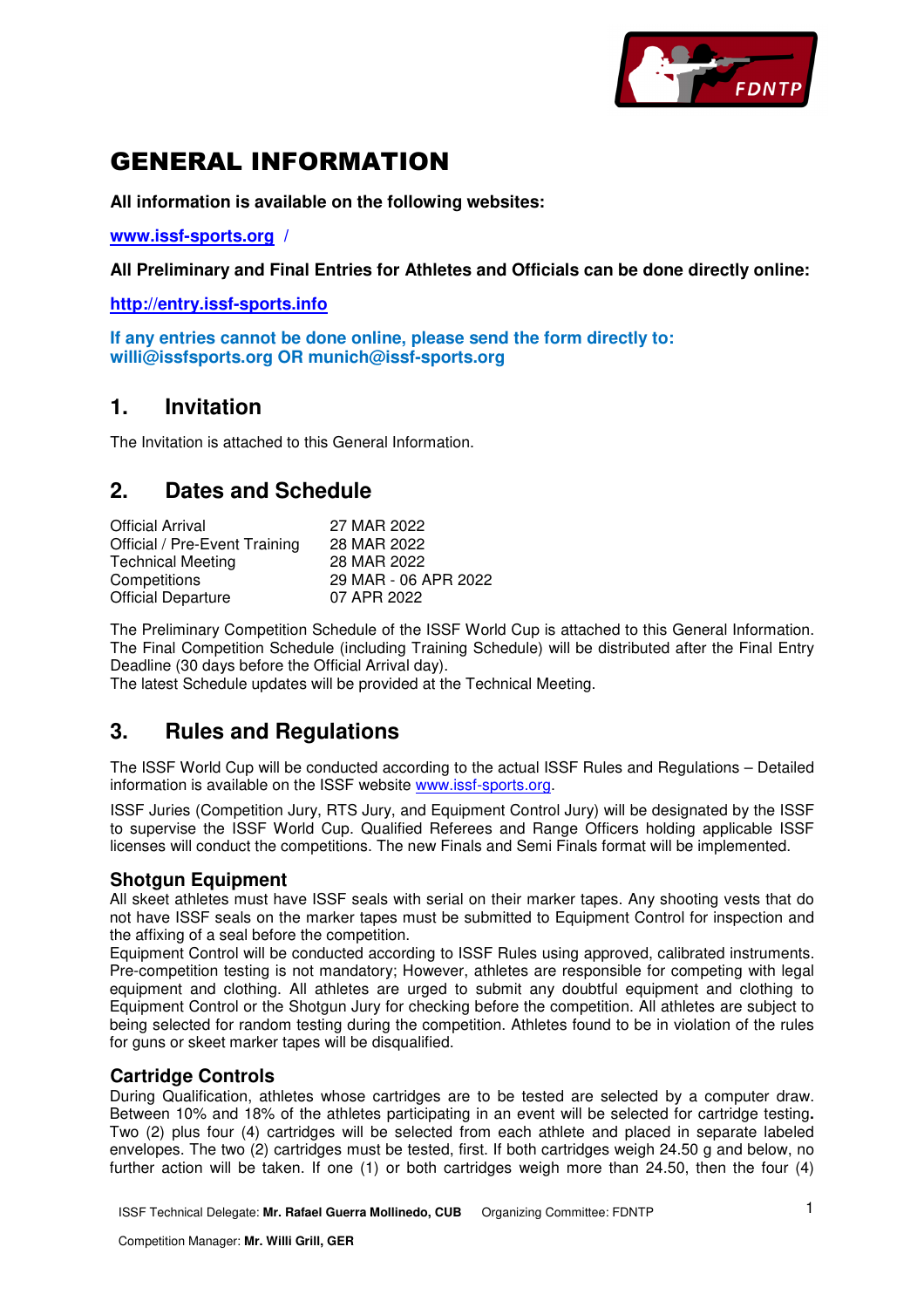# GENERAL INFORMATION

**All information is available on the following websites:**

**www.issf-sports.org /**

**All Preliminary and Final Entries for Athletes and Officials can be done directly online:**

**http://entry.issf-sports.info**

**If any entries cannot be done online, please send the form directly to: willi@issfsports.org OR munich@issf-sports.org**

## 1. Invitation

The Invitation is attached to this General Information.

## 2. Dates and Schedule

| | |
|---|---|
| Official Arrival | 27 MAR 2022 |
| Official / Pre-Event Training | 28 MAR 2022 |
| Technical Meeting | 28 MAR 2022 |
| Competitions | 29 MAR - 06 APR 2022 |
| Official Departure | 07 APR 2022 |

The Preliminary Competition Schedule of the ISSF World Cup is attached to this General Information. The Final Competition Schedule (including Training Schedule) will be distributed after the Final Entry Deadline (30 days before the Official Arrival day).
The latest Schedule updates will be provided at the Technical Meeting.

## 3. Rules and Regulations

The ISSF World Cup will be conducted according to the actual ISSF Rules and Regulations – Detailed information is available on the ISSF website www.issf-sports.org.

ISSF Juries (Competition Jury, RTS Jury, and Equipment Control Jury) will be designated by the ISSF to supervise the ISSF World Cup. Qualified Referees and Range Officers holding applicable ISSF licenses will conduct the competitions. The new Finals and Semi Finals format will be implemented.

### Shotgun Equipment

All skeet athletes must have ISSF seals with serial on their marker tapes. Any shooting vests that do not have ISSF seals on the marker tapes must be submitted to Equipment Control for inspection and the affixing of a seal before the competition.
Equipment Control will be conducted according to ISSF Rules using approved, calibrated instruments. Pre-competition testing is not mandatory; However, athletes are responsible for competing with legal equipment and clothing. All athletes are urged to submit any doubtful equipment and clothing to Equipment Control or the Shotgun Jury for checking before the competition. All athletes are subject to being selected for random testing during the competition. Athletes found to be in violation of the rules for guns or skeet marker tapes will be disqualified.

### Cartridge Controls

During Qualification, athletes whose cartridges are to be tested are selected by a computer draw. Between 10% and 18% of the athletes participating in an event will be selected for cartridge testing**.** Two (2) plus four (4) cartridges will be selected from each athlete and placed in separate labeled envelopes. The two (2) cartridges must be tested, first. If both cartridges weigh 24.50 g and below, no further action will be taken. If one (1) or both cartridges weigh more than 24.50, then the four (4)

ISSF Technical Delegate: **Mr. Rafael Guerra Mollinedo, CUB** Organizing Committee: FDNTP

Competition Manager: **Mr. Willi Grill, GER**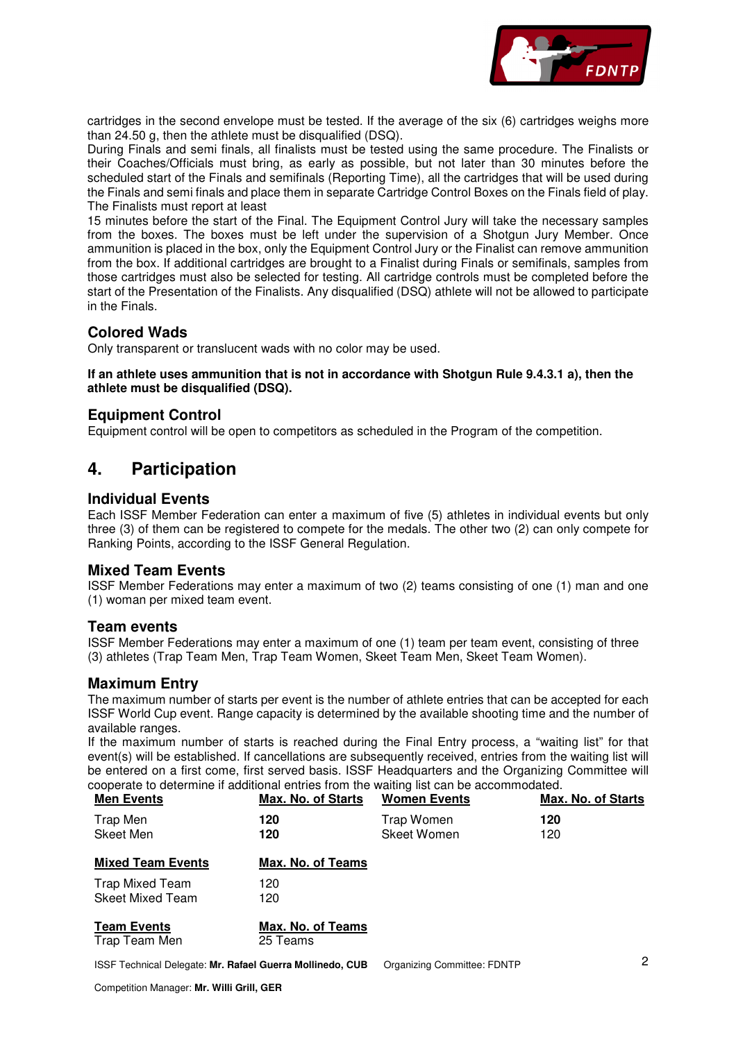cartridges in the second envelope must be tested. If the average of the six (6) cartridges weighs more than 24.50 g, then the athlete must be disqualified (DSQ).

During Finals and semi finals, all finalists must be tested using the same procedure. The Finalists or their Coaches/Officials must bring, as early as possible, but not later than 30 minutes before the scheduled start of the Finals and semifinals (Reporting Time), all the cartridges that will be used during the Finals and semi finals and place them in separate Cartridge Control Boxes on the Finals field of play. The Finalists must report at least

15 minutes before the start of the Final. The Equipment Control Jury will take the necessary samples from the boxes. The boxes must be left under the supervision of a Shotgun Jury Member. Once ammunition is placed in the box, only the Equipment Control Jury or the Finalist can remove ammunition from the box. If additional cartridges are brought to a Finalist during Finals or semifinals, samples from those cartridges must also be selected for testing. All cartridge controls must be completed before the start of the Presentation of the Finalists. Any disqualified (DSQ) athlete will not be allowed to participate in the Finals.

### Colored Wads

Only transparent or translucent wads with no color may be used.

**If an athlete uses ammunition that is not in accordance with Shotgun Rule 9.4.3.1 a), then the athlete must be disqualified (DSQ).**

### Equipment Control

Equipment control will be open to competitors as scheduled in the Program of the competition.

## 4. Participation

### Individual Events

Each ISSF Member Federation can enter a maximum of five (5) athletes in individual events but only three (3) of them can be registered to compete for the medals. The other two (2) can only compete for Ranking Points, according to the ISSF General Regulation.

### Mixed Team Events

ISSF Member Federations may enter a maximum of two (2) teams consisting of one (1) man and one (1) woman per mixed team event.

### Team events

ISSF Member Federations may enter a maximum of one (1) team per team event, consisting of three (3) athletes (Trap Team Men, Trap Team Women, Skeet Team Men, Skeet Team Women).

### Maximum Entry

The maximum number of starts per event is the number of athlete entries that can be accepted for each ISSF World Cup event. Range capacity is determined by the available shooting time and the number of available ranges.

If the maximum number of starts is reached during the Final Entry process, a "waiting list" for that event(s) will be established. If cancellations are subsequently received, entries from the waiting list will be entered on a first come, first served basis. ISSF Headquarters and the Organizing Committee will cooperate to determine if additional entries from the waiting list can be accommodated.

| Men Events | Max. No. of Starts | Women Events | Max. No. of Starts |
|---|---|---|---|
| Trap Men | **120** | Trap Women | **120** |
| Skeet Men | **120** | Skeet Women | 120 |

| Mixed Team Events | Max. No. of Teams |
|---|---|
| Trap Mixed Team | 120 |
| Skeet Mixed Team | 120 |

| Team Events | Max. No. of Teams |
|---|---|
| Trap Team Men | 25 Teams |

ISSF Technical Delegate: **Mr. Rafael Guerra Mollinedo, CUB** Organizing Committee: FDNTP

Competition Manager: **Mr. Willi Grill, GER**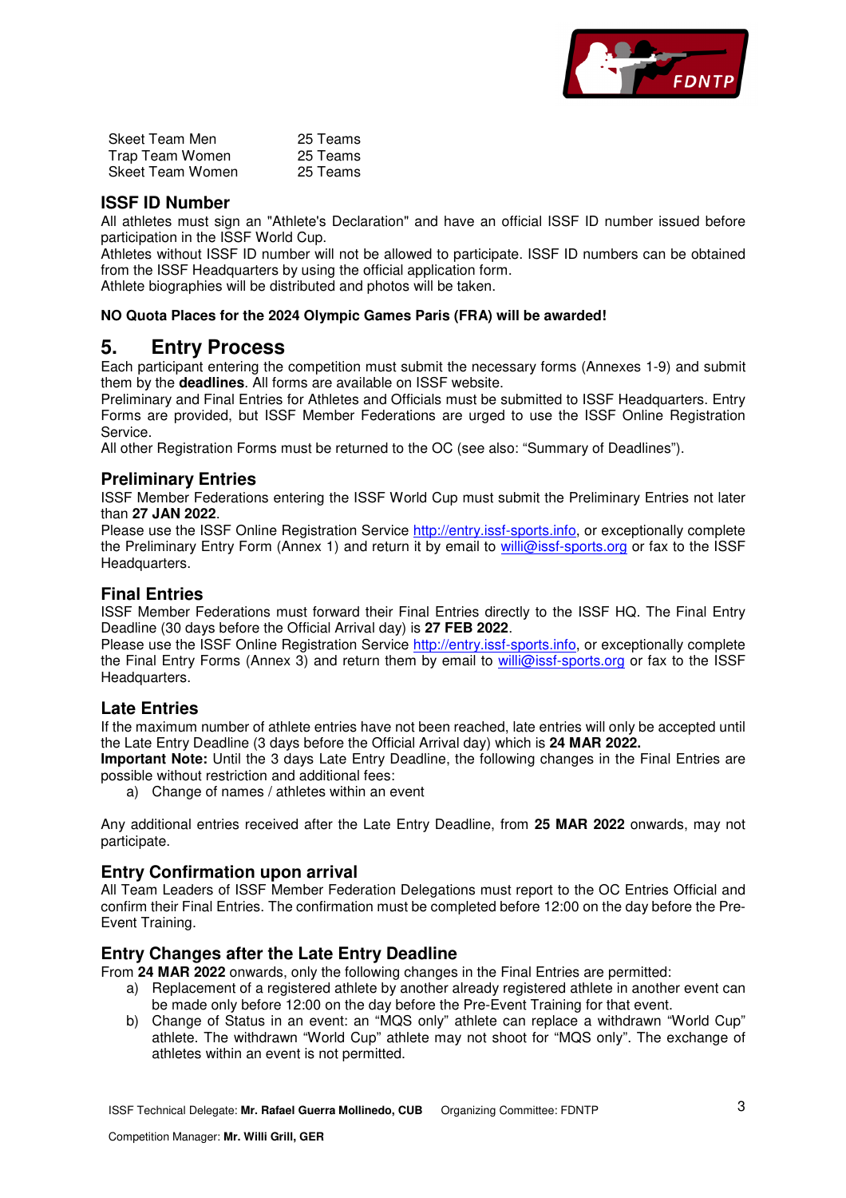| | |
|---|---|
| Skeet Team Men | 25 Teams |
| Trap Team Women | 25 Teams |
| Skeet Team Women | 25 Teams |

### ISSF ID Number

All athletes must sign an "Athlete's Declaration" and have an official ISSF ID number issued before participation in the ISSF World Cup.

Athletes without ISSF ID number will not be allowed to participate. ISSF ID numbers can be obtained from the ISSF Headquarters by using the official application form.

Athlete biographies will be distributed and photos will be taken.

**NO Quota Places for the 2024 Olympic Games Paris (FRA) will be awarded!**

## 5. Entry Process

Each participant entering the competition must submit the necessary forms (Annexes 1-9) and submit them by the **deadlines**. All forms are available on ISSF website.

Preliminary and Final Entries for Athletes and Officials must be submitted to ISSF Headquarters. Entry Forms are provided, but ISSF Member Federations are urged to use the ISSF Online Registration Service.

All other Registration Forms must be returned to the OC (see also: "Summary of Deadlines").

### Preliminary Entries

ISSF Member Federations entering the ISSF World Cup must submit the Preliminary Entries not later than **27 JAN 2022**.

Please use the ISSF Online Registration Service http://entry.issf-sports.info, or exceptionally complete the Preliminary Entry Form (Annex 1) and return it by email to willi@issf-sports.org or fax to the ISSF Headquarters.

### Final Entries

ISSF Member Federations must forward their Final Entries directly to the ISSF HQ. The Final Entry Deadline (30 days before the Official Arrival day) is **27 FEB 2022**.

Please use the ISSF Online Registration Service http://entry.issf-sports.info, or exceptionally complete the Final Entry Forms (Annex 3) and return them by email to willi@issf-sports.org or fax to the ISSF Headquarters.

### Late Entries

If the maximum number of athlete entries have not been reached, late entries will only be accepted until the Late Entry Deadline (3 days before the Official Arrival day) which is **24 MAR 2022.**

**Important Note:** Until the 3 days Late Entry Deadline, the following changes in the Final Entries are possible without restriction and additional fees:

a) Change of names / athletes within an event

Any additional entries received after the Late Entry Deadline, from **25 MAR 2022** onwards, may not participate.

### Entry Confirmation upon arrival

All Team Leaders of ISSF Member Federation Delegations must report to the OC Entries Official and confirm their Final Entries. The confirmation must be completed before 12:00 on the day before the Pre-Event Training.

### Entry Changes after the Late Entry Deadline

From **24 MAR 2022** onwards, only the following changes in the Final Entries are permitted:

a) Replacement of a registered athlete by another already registered athlete in another event can be made only before 12:00 on the day before the Pre-Event Training for that event.

b) Change of Status in an event: an "MQS only" athlete can replace a withdrawn "World Cup" athlete. The withdrawn "World Cup" athlete may not shoot for "MQS only". The exchange of athletes within an event is not permitted.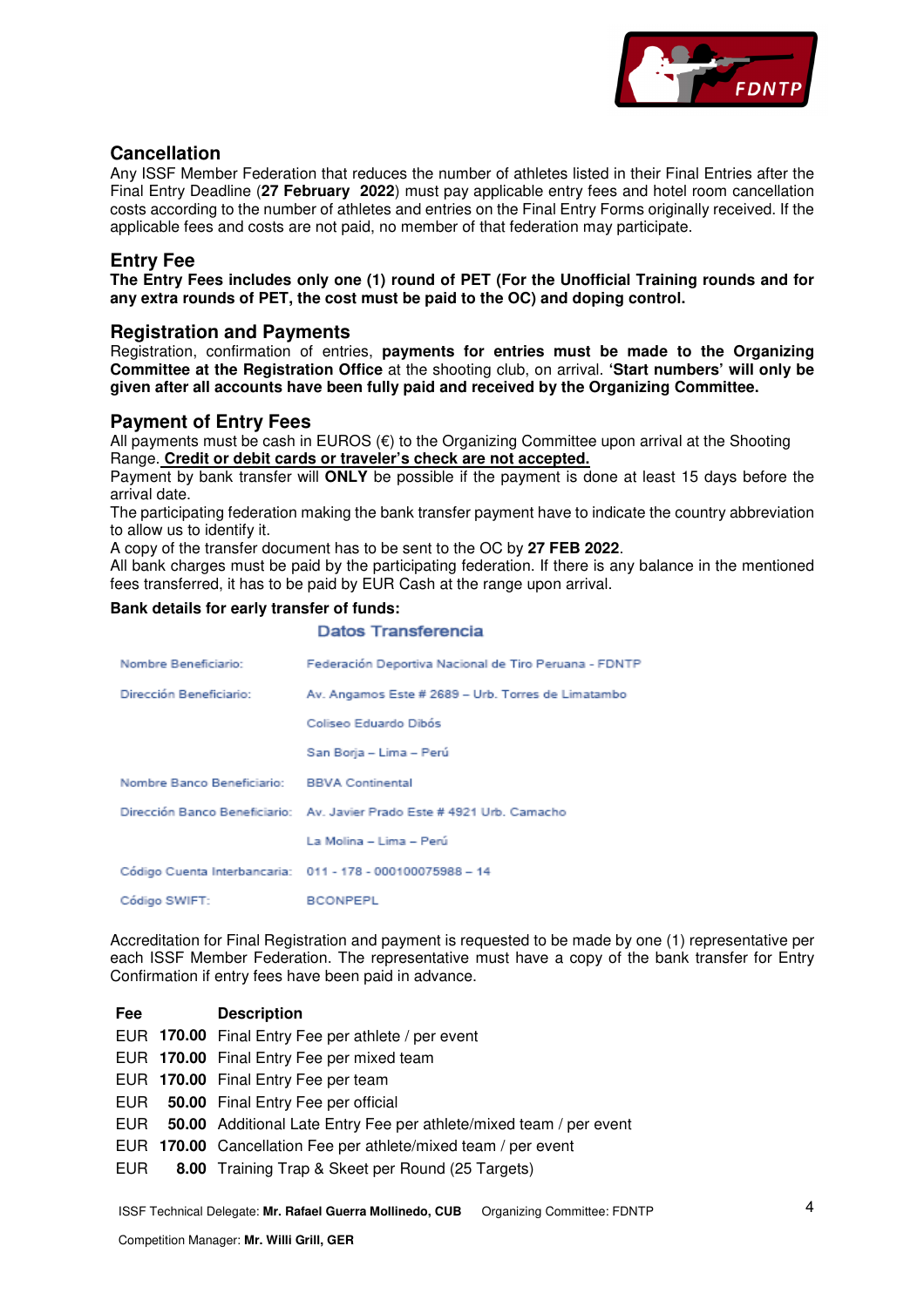## Cancellation

Any ISSF Member Federation that reduces the number of athletes listed in their Final Entries after the Final Entry Deadline (**27 February 2022**) must pay applicable entry fees and hotel room cancellation costs according to the number of athletes and entries on the Final Entry Forms originally received. If the applicable fees and costs are not paid, no member of that federation may participate.

## Entry Fee

**The Entry Fees includes only one (1) round of PET (For the Unofficial Training rounds and for any extra rounds of PET, the cost must be paid to the OC) and doping control.**

## Registration and Payments

Registration, confirmation of entries, **payments for entries must be made to the Organizing Committee at the Registration Office** at the shooting club, on arrival. **'Start numbers' will only be given after all accounts have been fully paid and received by the Organizing Committee.**

## Payment of Entry Fees

All payments must be cash in EUROS (€) to the Organizing Committee upon arrival at the Shooting Range. **Credit or debit cards or traveler's check are not accepted.**

Payment by bank transfer will **ONLY** be possible if the payment is done at least 15 days before the arrival date.

The participating federation making the bank transfer payment have to indicate the country abbreviation to allow us to identify it.

A copy of the transfer document has to be sent to the OC by **27 FEB 2022**.

All bank charges must be paid by the participating federation. If there is any balance in the mentioned fees transferred, it has to be paid by EUR Cash at the range upon arrival.

**Bank details for early transfer of funds:**

### Datos Transferencia

| | |
|---|---|
| Nombre Beneficiario: | Federación Deportiva Nacional de Tiro Peruana - FDNTP |
| Dirección Beneficiario: | Av. Angamos Este # 2689 – Urb. Torres de Limatambo |
| | Coliseo Eduardo Dibós |
| | San Borja – Lima – Perú |
| Nombre Banco Beneficiario: | BBVA Continental |
| Dirección Banco Beneficiario: | Av. Javier Prado Este # 4921 Urb. Camacho |
| | La Molina – Lima – Perú |
| Código Cuenta Interbancaria: | 011 - 178 - 000100075988 – 14 |
| Código SWIFT: | BCONPEPL |

Accreditation for Final Registration and payment is requested to be made by one (1) representative per each ISSF Member Federation. The representative must have a copy of the bank transfer for Entry Confirmation if entry fees have been paid in advance.

| Fee | | Description |
|---|---|---|
| EUR | **170.00** | Final Entry Fee per athlete / per event |
| EUR | **170.00** | Final Entry Fee per mixed team |
| EUR | **170.00** | Final Entry Fee per team |
| EUR | **50.00** | Final Entry Fee per official |
| EUR | **50.00** | Additional Late Entry Fee per athlete/mixed team / per event |
| EUR | **170.00** | Cancellation Fee per athlete/mixed team / per event |
| EUR | **8.00** | Training Trap & Skeet per Round (25 Targets) |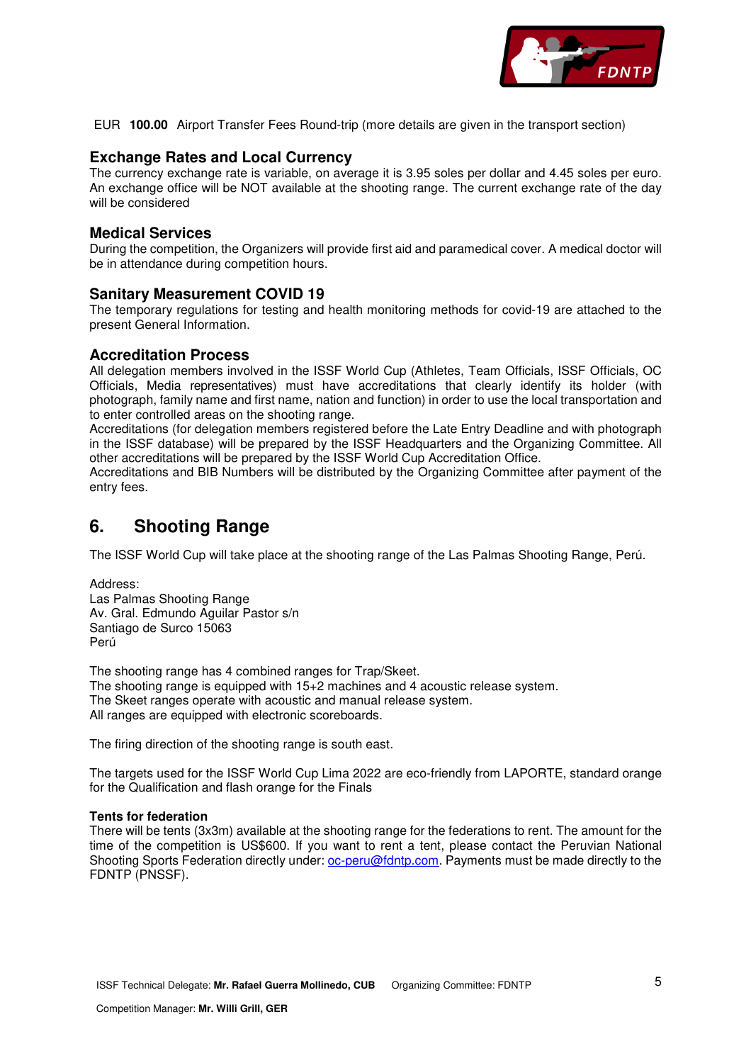EUR **100.00** Airport Transfer Fees Round-trip (more details are given in the transport section)

### Exchange Rates and Local Currency

The currency exchange rate is variable, on average it is 3.95 soles per dollar and 4.45 soles per euro. An exchange office will be NOT available at the shooting range. The current exchange rate of the day will be considered

### Medical Services

During the competition, the Organizers will provide first aid and paramedical cover. A medical doctor will be in attendance during competition hours.

### Sanitary Measurement COVID 19

The temporary regulations for testing and health monitoring methods for covid-19 are attached to the present General Information.

### Accreditation Process

All delegation members involved in the ISSF World Cup (Athletes, Team Officials, ISSF Officials, OC Officials, Media representatives) must have accreditations that clearly identify its holder (with photograph, family name and first name, nation and function) in order to use the local transportation and to enter controlled areas on the shooting range.
Accreditations (for delegation members registered before the Late Entry Deadline and with photograph in the ISSF database) will be prepared by the ISSF Headquarters and the Organizing Committee. All other accreditations will be prepared by the ISSF World Cup Accreditation Office.
Accreditations and BIB Numbers will be distributed by the Organizing Committee after payment of the entry fees.

## 6. Shooting Range

The ISSF World Cup will take place at the shooting range of the Las Palmas Shooting Range, Perú.

Address:
Las Palmas Shooting Range
Av. Gral. Edmundo Aguilar Pastor s/n
Santiago de Surco 15063
Perú

The shooting range has 4 combined ranges for Trap/Skeet.
The shooting range is equipped with 15+2 machines and 4 acoustic release system.
The Skeet ranges operate with acoustic and manual release system.
All ranges are equipped with electronic scoreboards.

The firing direction of the shooting range is south east.

The targets used for the ISSF World Cup Lima 2022 are eco-friendly from LAPORTE, standard orange for the Qualification and flash orange for the Finals

**Tents for federation**

There will be tents (3x3m) available at the shooting range for the federations to rent. The amount for the time of the competition is US$600. If you want to rent a tent, please contact the Peruvian National Shooting Sports Federation directly under: oc-peru@fdntp.com. Payments must be made directly to the FDNTP (PNSSF).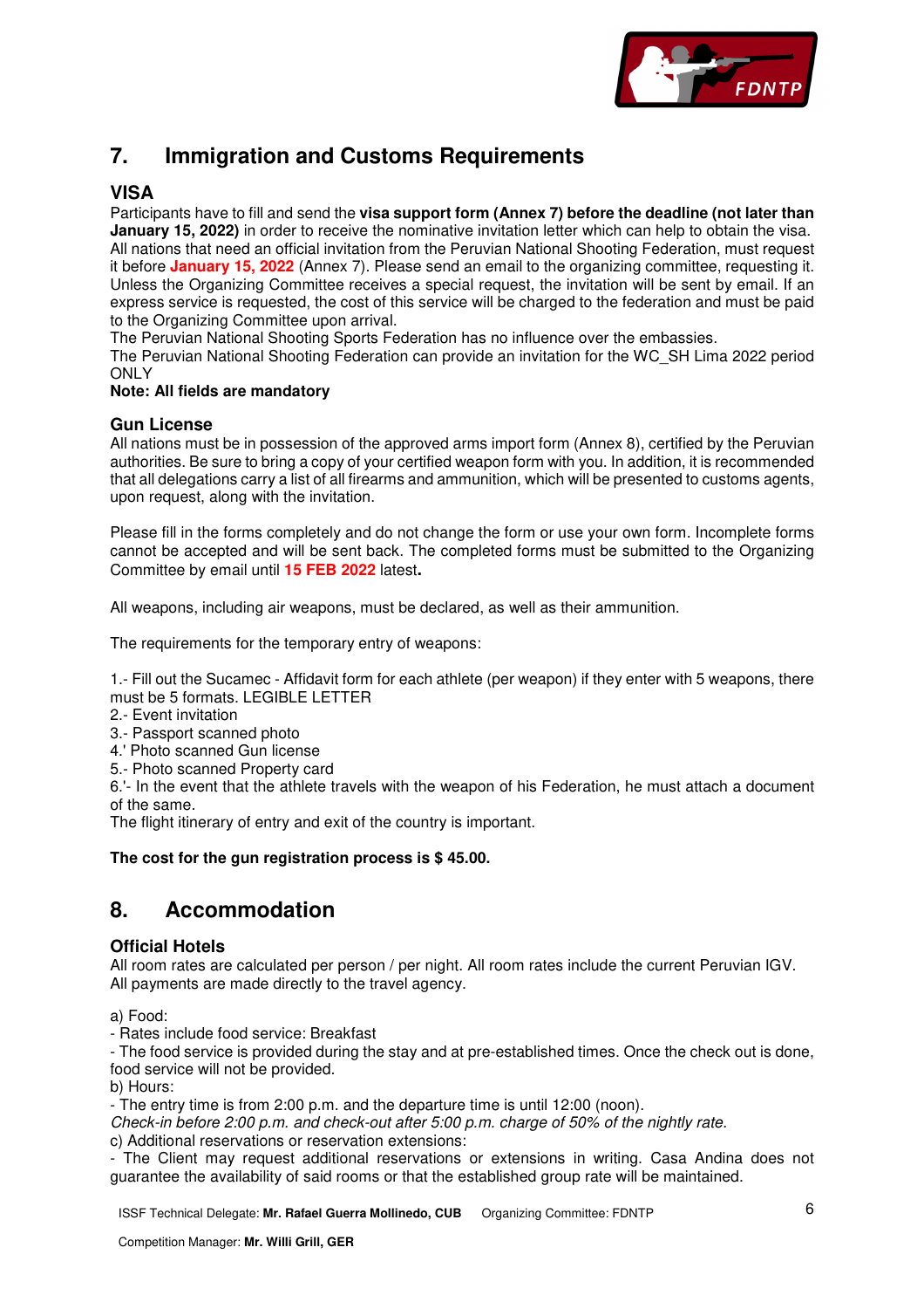## 7. Immigration and Customs Requirements

### VISA

Participants have to fill and send the **visa support form (Annex 7) before the deadline (not later than January 15, 2022)** in order to receive the nominative invitation letter which can help to obtain the visa. All nations that need an official invitation from the Peruvian National Shooting Federation, must request it before **January 15, 2022** (Annex 7). Please send an email to the organizing committee, requesting it. Unless the Organizing Committee receives a special request, the invitation will be sent by email. If an express service is requested, the cost of this service will be charged to the federation and must be paid to the Organizing Committee upon arrival.
The Peruvian National Shooting Sports Federation has no influence over the embassies.
The Peruvian National Shooting Federation can provide an invitation for the WC_SH Lima 2022 period ONLY

**Note: All fields are mandatory**

### Gun License

All nations must be in possession of the approved arms import form (Annex 8), certified by the Peruvian authorities. Be sure to bring a copy of your certified weapon form with you. In addition, it is recommended that all delegations carry a list of all firearms and ammunition, which will be presented to customs agents, upon request, along with the invitation.

Please fill in the forms completely and do not change the form or use your own form. Incomplete forms cannot be accepted and will be sent back. The completed forms must be submitted to the Organizing Committee by email until **15 FEB 2022** latest**.**

All weapons, including air weapons, must be declared, as well as their ammunition.

The requirements for the temporary entry of weapons:

1.- Fill out the Sucamec - Affidavit form for each athlete (per weapon) if they enter with 5 weapons, there must be 5 formats. LEGIBLE LETTER
2.- Event invitation
3.- Passport scanned photo
4.' Photo scanned Gun license
5.- Photo scanned Property card
6.'- In the event that the athlete travels with the weapon of his Federation, he must attach a document of the same.
The flight itinerary of entry and exit of the country is important.

**The cost for the gun registration process is $ 45.00.**

## 8. Accommodation

### Official Hotels

All room rates are calculated per person / per night. All room rates include the current Peruvian IGV.
All payments are made directly to the travel agency.

a) Food:
- Rates include food service: Breakfast
- The food service is provided during the stay and at pre-established times. Once the check out is done, food service will not be provided.

b) Hours:
- The entry time is from 2:00 p.m. and the departure time is until 12:00 (noon).

*Check-in before 2:00 p.m. and check-out after 5:00 p.m. charge of 50% of the nightly rate.*

c) Additional reservations or reservation extensions:
- The Client may request additional reservations or extensions in writing. Casa Andina does not guarantee the availability of said rooms or that the established group rate will be maintained.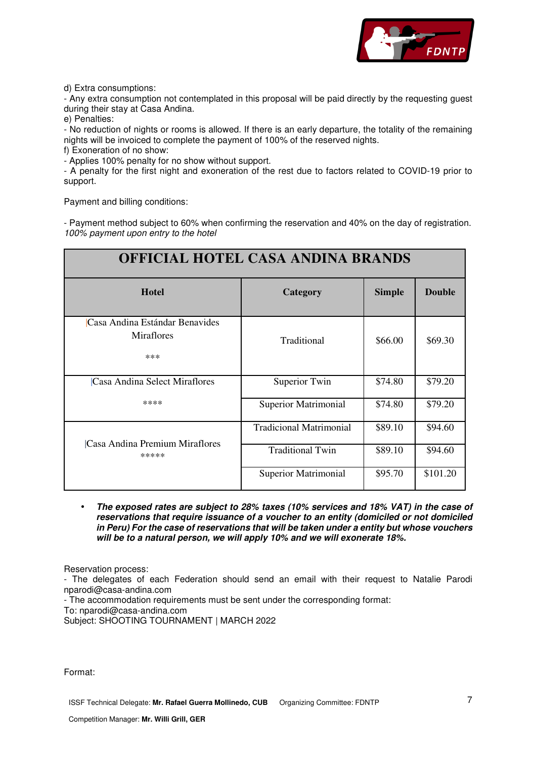d) Extra consumptions:

- Any extra consumption not contemplated in this proposal will be paid directly by the requesting guest during their stay at Casa Andina.

e) Penalties:

- No reduction of nights or rooms is allowed. If there is an early departure, the totality of the remaining nights will be invoiced to complete the payment of 100% of the reserved nights.

f) Exoneration of no show:

- Applies 100% penalty for no show without support.
- A penalty for the first night and exoneration of the rest due to factors related to COVID-19 prior to support.

Payment and billing conditions:

- Payment method subject to 60% when confirming the reservation and 40% on the day of registration.

*100% payment upon entry to the hotel*

| OFFICIAL HOTEL CASA ANDINA BRANDS | | | |
|---|---|---|---|
| **Hotel** | **Category** | **Simple** | **Double** |
| Casa Andina Estándar Benavides Miraflores *** | Traditional | $66.00 | $69.30 |
| Casa Andina Select Miraflores **** | Superior Twin | $74.80 | $79.20 |
| | Superior Matrimonial | $74.80 | $79.20 |
| Casa Andina Premium Miraflores ***** | Tradicional Matrimonial | $89.10 | $94.60 |
| | Traditional Twin | $89.10 | $94.60 |
| | Superior Matrimonial | $95.70 | $101.20 |

- ***The exposed rates are subject to 28% taxes (10% services and 18% VAT) in the case of reservations that require issuance of a voucher to an entity (domiciled or not domiciled in Peru) For the case of reservations that will be taken under a entity but whose vouchers will be to a natural person, we will apply 10% and we will exonerate 18%.***

Reservation process:

- The delegates of each Federation should send an email with their request to Natalie Parodi nparodi@casa-andina.com
- The accommodation requirements must be sent under the corresponding format:

To: nparodi@casa-andina.com

Subject: SHOOTING TOURNAMENT | MARCH 2022

Format: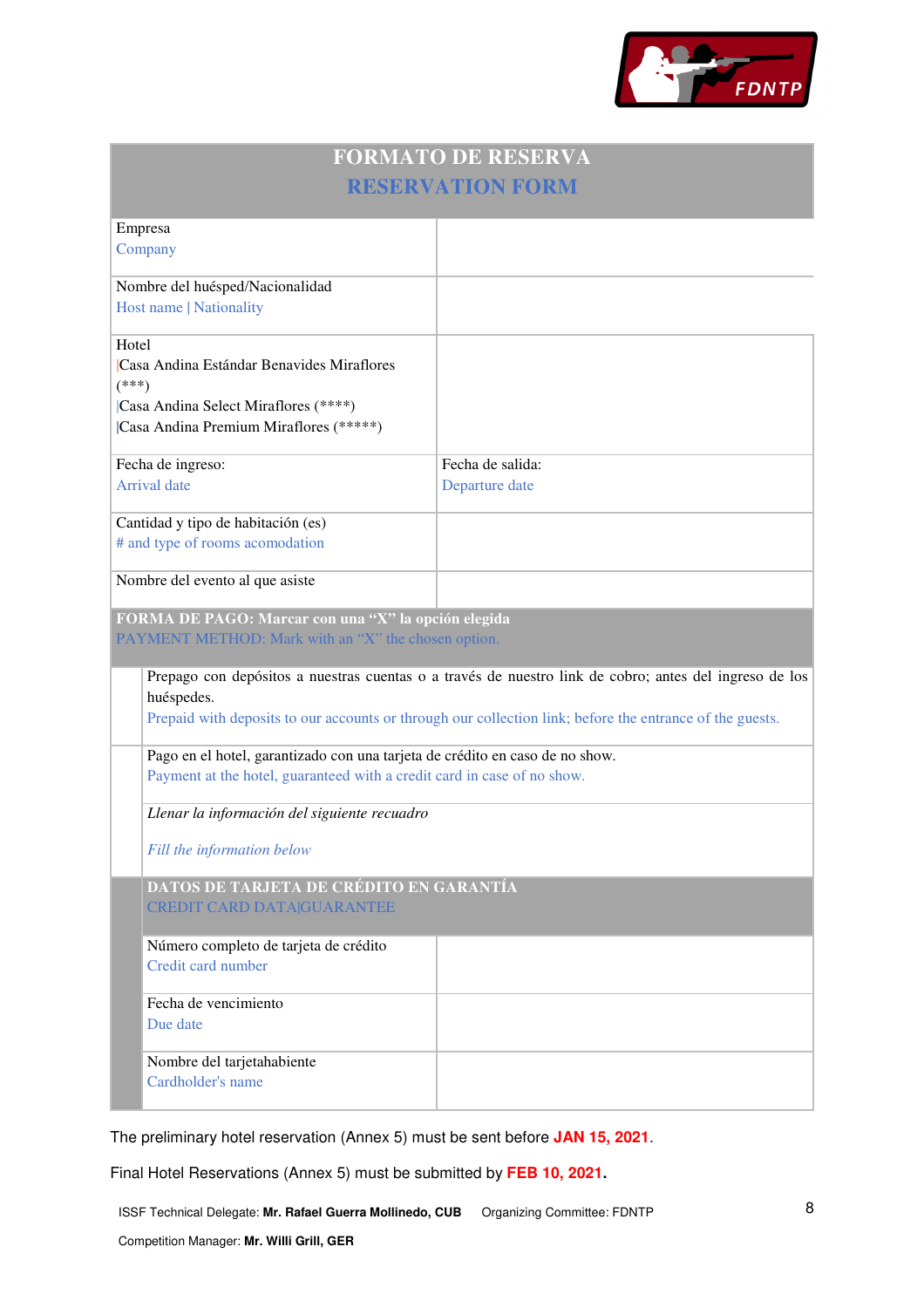| FORMATO DE RESERVA<br>RESERVATION FORM | | |
|---|---|---|
| Empresa<br>Company | | |
| Nombre del huésped/Nacionalidad<br>Host name \| Nationality | | |
| Hotel<br>\|Casa Andina Estándar Benavides Miraflores (***)<br>\|Casa Andina Select Miraflores (****)<br>\|Casa Andina Premium Miraflores (*****) | | |
| Fecha de ingreso:<br>Arrival date | Fecha de salida:<br>Departure date | |
| Cantidad y tipo de habitación (es)<br># and type of rooms acomodation | | |
| Nombre del evento al que asiste | | |

| FORMA DE PAGO: Marcar con una "X" la opción elegida<br>PAYMENT METHOD: Mark with an "X" the chosen option. | | |
|---|---|---|
| | Prepago con depósitos a nuestras cuentas o a través de nuestro link de cobro; antes del ingreso de los huéspedes.<br>Prepaid with deposits to our accounts or through our collection link; before the entrance of the guests. | |
| | Pago en el hotel, garantizado con una tarjeta de crédito en caso de no show.<br>Payment at the hotel, guaranteed with a credit card in case of no show. | |
| | *Llenar la información del siguiente recuadro*<br>*Fill the information below* | |
| | DATOS DE TARJETA DE CRÉDITO EN GARANTÍA<br>CREDIT CARD DATA\|GUARANTEE | |
| | Número completo de tarjeta de crédito<br>Credit card number | |
| | Fecha de vencimiento<br>Due date | |
| | Nombre del tarjetahabiente<br>Cardholder's name | |

The preliminary hotel reservation (Annex 5) must be sent before **JAN 15, 2021**.

Final Hotel Reservations (Annex 5) must be submitted by **FEB 10, 2021.**

ISSF Technical Delegate: **Mr. Rafael Guerra Mollinedo, CUB** Organizing Committee: FDNTP

Competition Manager: **Mr. Willi Grill, GER**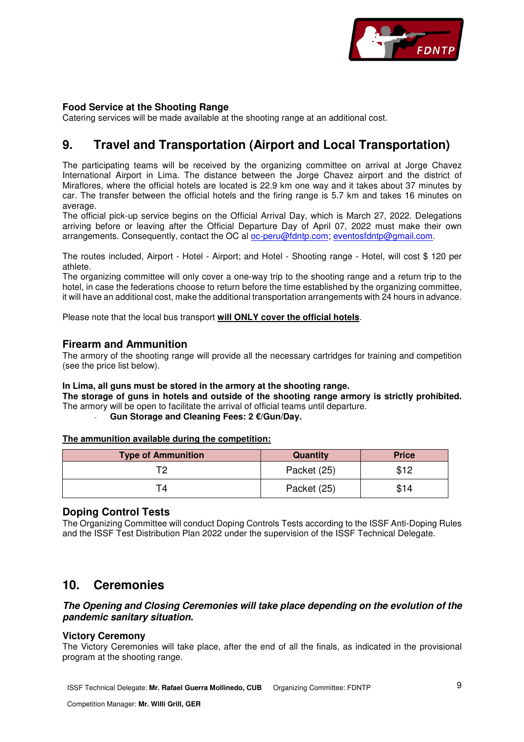### Food Service at the Shooting Range

Catering services will be made available at the shooting range at an additional cost.

## 9. Travel and Transportation (Airport and Local Transportation)

The participating teams will be received by the organizing committee on arrival at Jorge Chavez International Airport in Lima. The distance between the Jorge Chavez airport and the district of Miraflores, where the official hotels are located is 22.9 km one way and it takes about 37 minutes by car. The transfer between the official hotels and the firing range is 5.7 km and takes 16 minutes on average.

The official pick-up service begins on the Official Arrival Day, which is March 27, 2022. Delegations arriving before or leaving after the Official Departure Day of April 07, 2022 must make their own arrangements. Consequently, contact the OC al oc-peru@fdntp.com; eventosfdntp@gmail.com.

The routes included, Airport - Hotel - Airport; and Hotel - Shooting range - Hotel, will cost $ 120 per athlete.

The organizing committee will only cover a one-way trip to the shooting range and a return trip to the hotel, in case the federations choose to return before the time established by the organizing committee, it will have an additional cost, make the additional transportation arrangements with 24 hours in advance.

Please note that the local bus transport **will ONLY cover the official hotels**.

### Firearm and Ammunition

The armory of the shooting range will provide all the necessary cartridges for training and competition (see the price list below).

**In Lima, all guns must be stored in the armory at the shooting range.**

**The storage of guns in hotels and outside of the shooting range armory is strictly prohibited.**

The armory will be open to facilitate the arrival of official teams until departure.

- **Gun Storage and Cleaning Fees: 2 €/Gun/Day.**

**The ammunition available during the competition:**

| Type of Ammunition | Quantity | Price |
|---|---|---|
| T2 | Packet (25) | $12 |
| T4 | Packet (25) | $14 |

### Doping Control Tests

The Organizing Committee will conduct Doping Controls Tests according to the ISSF Anti-Doping Rules and the ISSF Test Distribution Plan 2022 under the supervision of the ISSF Technical Delegate.

## 10. Ceremonies

***The Opening and Closing Ceremonies will take place depending on the evolution of the pandemic sanitary situation.***

### Victory Ceremony

The Victory Ceremonies will take place, after the end of all the finals, as indicated in the provisional program at the shooting range.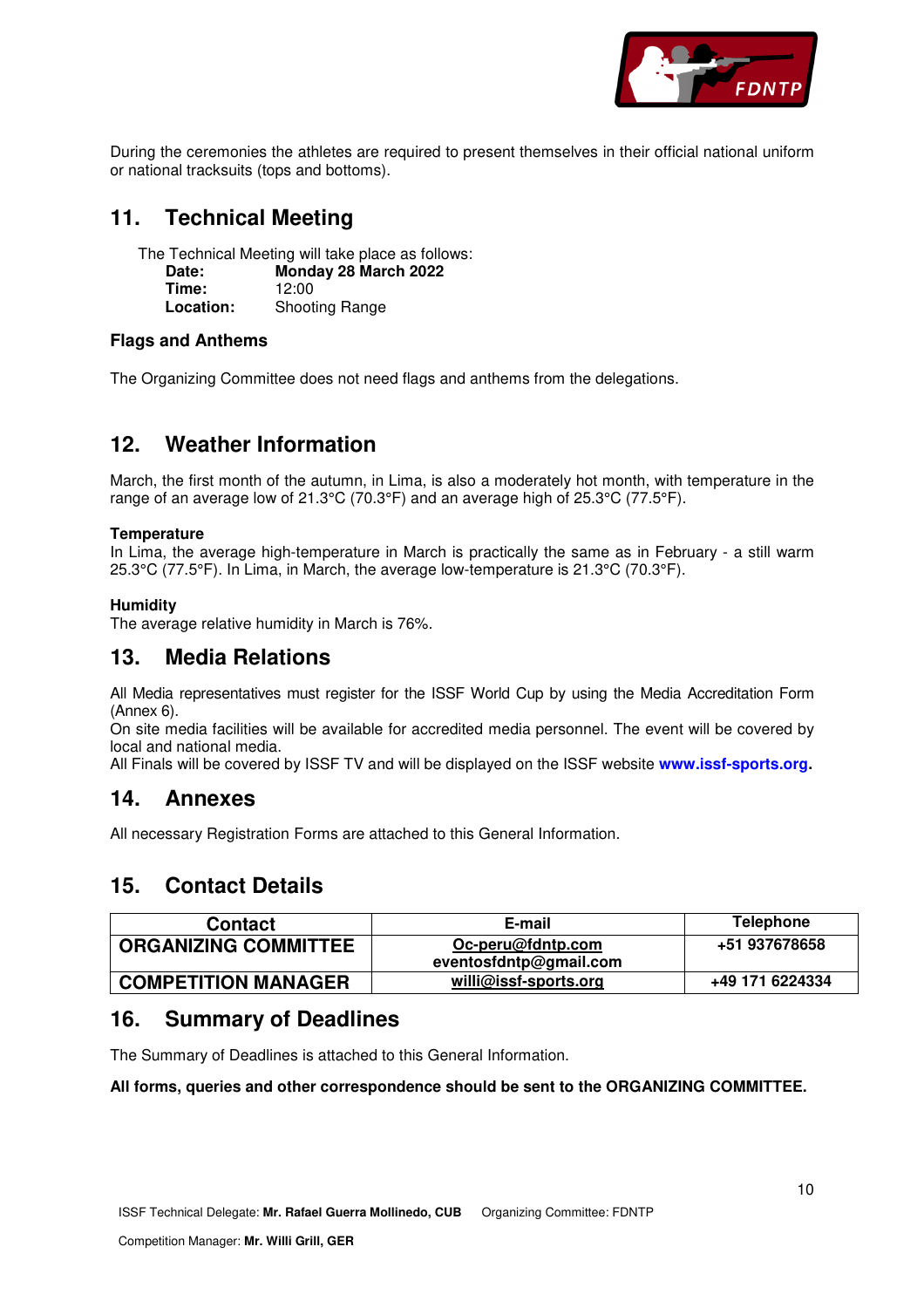During the ceremonies the athletes are required to present themselves in their official national uniform or national tracksuits (tops and bottoms).

## 11. Technical Meeting

The Technical Meeting will take place as follows:

**Date:** **Monday 28 March 2022**
**Time:** 12:00
**Location:** Shooting Range

### Flags and Anthems

The Organizing Committee does not need flags and anthems from the delegations.

## 12. Weather Information

March, the first month of the autumn, in Lima, is also a moderately hot month, with temperature in the range of an average low of 21.3°C (70.3°F) and an average high of 25.3°C (77.5°F).

**Temperature**
In Lima, the average high-temperature in March is practically the same as in February - a still warm 25.3°C (77.5°F). In Lima, in March, the average low-temperature is 21.3°C (70.3°F).

**Humidity**
The average relative humidity in March is 76%.

## 13. Media Relations

All Media representatives must register for the ISSF World Cup by using the Media Accreditation Form (Annex 6).
On site media facilities will be available for accredited media personnel. The event will be covered by local and national media.
All Finals will be covered by ISSF TV and will be displayed on the ISSF website **www.issf-sports.org**.

## 14. Annexes

All necessary Registration Forms are attached to this General Information.

## 15. Contact Details

| Contact | E-mail | Telephone |
|---|---|---|
| **ORGANIZING COMMITTEE** | **Oc-peru@fdntp.com** **eventosfdntp@gmail.com** | **+51 937678658** |
| **COMPETITION MANAGER** | **willi@issf-sports.org** | **+49 171 6224334** |

## 16. Summary of Deadlines

The Summary of Deadlines is attached to this General Information.

**All forms, queries and other correspondence should be sent to the ORGANIZING COMMITTEE.**

ISSF Technical Delegate: **Mr. Rafael Guerra Mollinedo, CUB** Organizing Committee: FDNTP

Competition Manager: **Mr. Willi Grill, GER**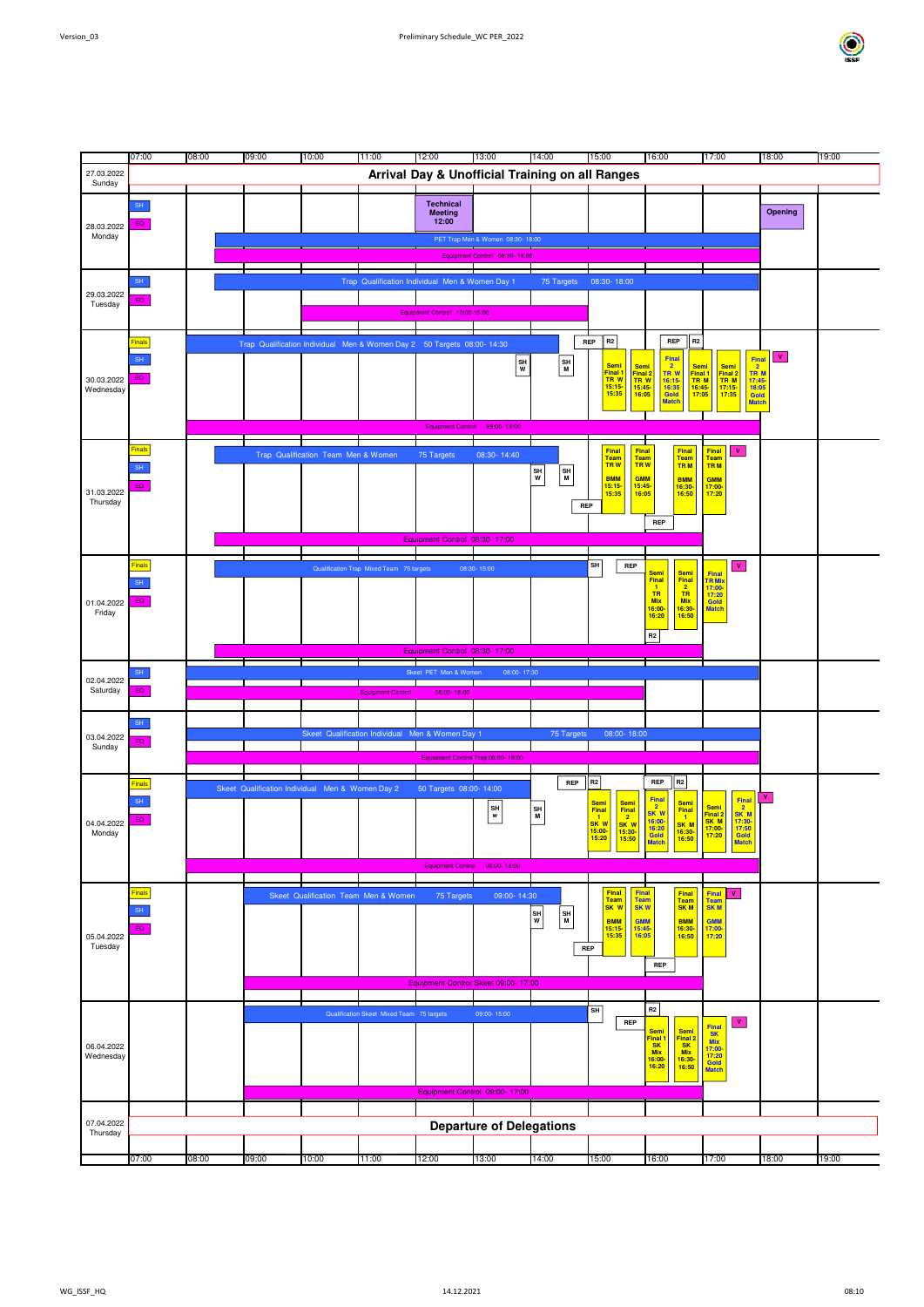| Date | Type | 07:00 | 08:00 | 09:00 | 10:00 | 11:00 | 12:00 | 13:00 | 14:00 | 15:00 | 16:00 | 17:00 | 18:00 | 19:00 |
|---|---|---|---|---|---|---|---|---|---|---|---|---|---|---|
| 27.03.2022 Sunday | | Arrival Day & Unofficial Training on all Ranges | | | | | | | | | | | | |
| 28.03.2022 Monday | SH | | | | | | Technical Meeting 12:00 | | | | | | Opening | |
| | SH | | | PET Trap Men & Women 08:30- 18:00 | | | | | | | | | | |
| | EQ | | | Equipment Control 08:30- 18:00 | | | | | | | | | | |
| 29.03.2022 Tuesday | SH | | | Trap Qualification Individual Men & Women Day 1 75 Targets 08:30- 18:00 | | | | | | | | | | |
| | EQ | | | | Equipment Control 10:00-15:00 | | | | | | | | | |
| 30.03.2022 Wednesday | Finals | | | | | | | | | REP R2 Semi Final 1 TR W 15:15-15:35; Semi Final 2 TR W 15:45-16:05 | REP R2 Final 2 TR W 16:15-16:35 Gold Match; Semi Final 1 TR M 16:45-17:05 | Semi Final 2 TR M 17:15-17:35; Final 2 TR M 17:45-18:05 Gold Match | V | |
| | SH | | Trap Qualification Individual Men & Women Day 2 50 Targets 08:00- 14:30 | | | | | SH W | SH M | | | | | |
| | EQ | | Equipment Control 08:00- 18:00 | | | | | | | | | | | |
| 31.03.2022 Thursday | Finals | | | | | | | | | Final Team TR W BMM 15:15-15:35; Final Team TR W GMM 15:45-16:05 | Final Team TR M BMM 16:30-16:50 | Final Team TR M GMM 17:00-17:20; V | | |
| | SH | | | Trap Qualification Team Men & Women 75 Targets 08:30- 14:40 | | | | | SH W; SH M | REP | REP | | | |
| | EQ | | | Equipment Control 08:30- 17:00 | | | | | | | | | | |
| 01.04.2022 Friday | Finals | | | | | | | | | | Semi Final 1 TR Mix 16:00-16:20; Semi Final 2 TR Mix 16:30-16:50; R2 | Final TR Mix 17:00-17:20 Gold Match; V | | |
| | SH | | | Qualification Trap Mixed Team 75 targets 08:30- 15:00 | | | | | | SH REP | | | | |
| | EQ | | | Equipment Control 08:30- 17:00 | | | | | | | | | | |
| 02.04.2022 Saturday | SH | | Skeet PET Men & Women 08:00- 17:30 | | | | | | | | | | | |
| | EQ | | Equipment Control 08:00- 16:00 | | | | | | | | | | | |
| 03.04.2022 Sunday | SH | | Skeet Qualification Individual Men & Women Day 1 75 Targets 08:00- 18:00 | | | | | | | | | | | |
| | EQ | | Equipment Control Trap 08:00- 18:00 | | | | | | | | | | | |
| 04.04.2022 Monday | Finals | | | | | | | | REP R2 | Semi Final 1 SK W 15:00-15:20; Semi Final 2 SK W 15:30-15:50 | REP R2 Final 2 SK W 16:00-16:20 Gold Match; Semi Final 1 SK M 16:30-16:50 | Semi Final 2 SK M 17:00-17:20; Final 2 SK M 17:30-17:50 Gold Match | V | |
| | SH | | Skeet Qualification Individual Men & Women Day 2 50 Targets 08:00- 14:00 | | | | | SH W | SH M | | | | | |
| | EQ | | Equipment Control 08:00- 18:00 | | | | | | | | | | | |
| 05.04.2022 Tuesday | Finals | | | | | | | | | Final Team SK W BMM 15:15-15:35; Final Team SK W GMM 15:45-16:05 | Final Team SK M BMM 16:30-16:50 | Final Team SK M GMM 17:00-17:20; V | | |
| | SH | | | Skeet Qualification Team Men & Women 75 Targets 09:00- 14:30 | | | | | SH W; SH M | REP | REP | | | |
| | EQ | | | Equipment Control Skeet 09:00- 17:00 | | | | | | | | | | |
| 06.04.2022 Wednesday | | | | Qualification Skeet Mixed Team 75 targets 09:00- 15:00 | | | | | | SH REP | R2 Semi Final 1 SK Mix 16:00-16:20; Semi Final 2 SK Mix 16:30-16:50 | Final SK Mix 17:00-17:20 Gold Match; V | | |
| | | | | Equipment Control 09:00- 17:00 | | | | | | | | | | |
| 07.04.2022 Thursday | | Departure of Delegations | | | | | | | | | | | | |